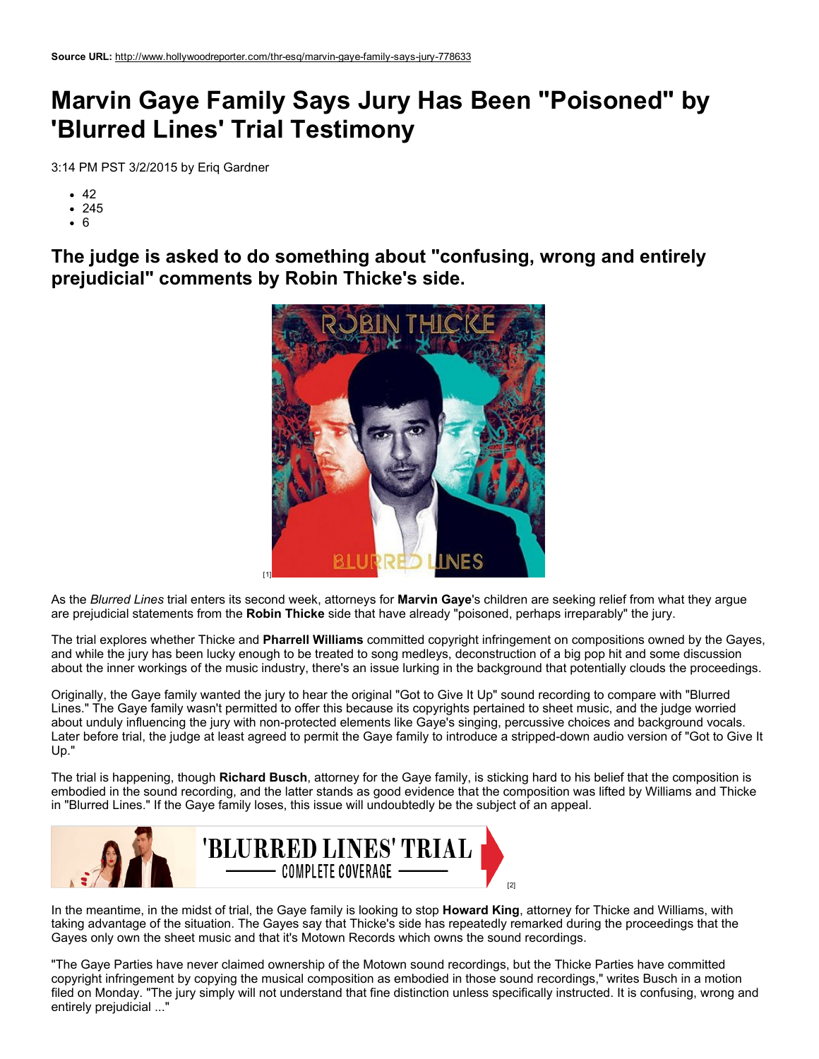**Source URL:** http://www.hollywoodreporter.com/thr-esq/marvin-gaye-family-says-jury-778633

# Marvin Gaye Family Says Jury Has Been "Poisoned" by 'Blurred Lines' Trial Testimony

3:14 PM PST 3/2/2015 by Eriq Gardner

- 42
- 245
- 6

## The judge is asked to do something about "confusing, wrong and entirely prejudicial" comments by Robin Thicke's side.

[1]

As the *Blurred Lines* trial enters its second week, attorneys for **Marvin Gaye**'s children are seeking relief from what they argue are prejudicial statements from the **Robin Thicke** side that have already "poisoned, perhaps irreparably" the jury.

The trial explores whether Thicke and **Pharrell Williams** committed copyright infringement on compositions owned by the Gayes, and while the jury has been lucky enough to be treated to song medleys, deconstruction of a big pop hit and some discussion about the inner workings of the music industry, there's an issue lurking in the background that potentially clouds the proceedings.

Originally, the Gaye family wanted the jury to hear the original "Got to Give It Up" sound recording to compare with "Blurred Lines." The Gaye family wasn't permitted to offer this because its copyrights pertained to sheet music, and the judge worried about unduly influencing the jury with non-protected elements like Gaye's singing, percussive choices and background vocals. Later before trial, the judge at least agreed to permit the Gaye family to introduce a stripped-down audio version of "Got to Give It Up."

The trial is happening, though **Richard Busch**, attorney for the Gaye family, is sticking hard to his belief that the composition is embodied in the sound recording, and the latter stands as good evidence that the composition was lifted by Williams and Thicke in "Blurred Lines." If the Gaye family loses, this issue will undoubtedly be the subject of an appeal.

[2]

In the meantime, in the midst of trial, the Gaye family is looking to stop **Howard King**, attorney for Thicke and Williams, with taking advantage of the situation. The Gayes say that Thicke's side has repeatedly remarked during the proceedings that the Gayes only own the sheet music and that it's Motown Records which owns the sound recordings.

"The Gaye Parties have never claimed ownership of the Motown sound recordings, but the Thicke Parties have committed copyright infringement by copying the musical composition as embodied in those sound recordings," writes Busch in a motion filed on Monday. "The jury simply will not understand that fine distinction unless specifically instructed. It is confusing, wrong and entirely prejudicial ..."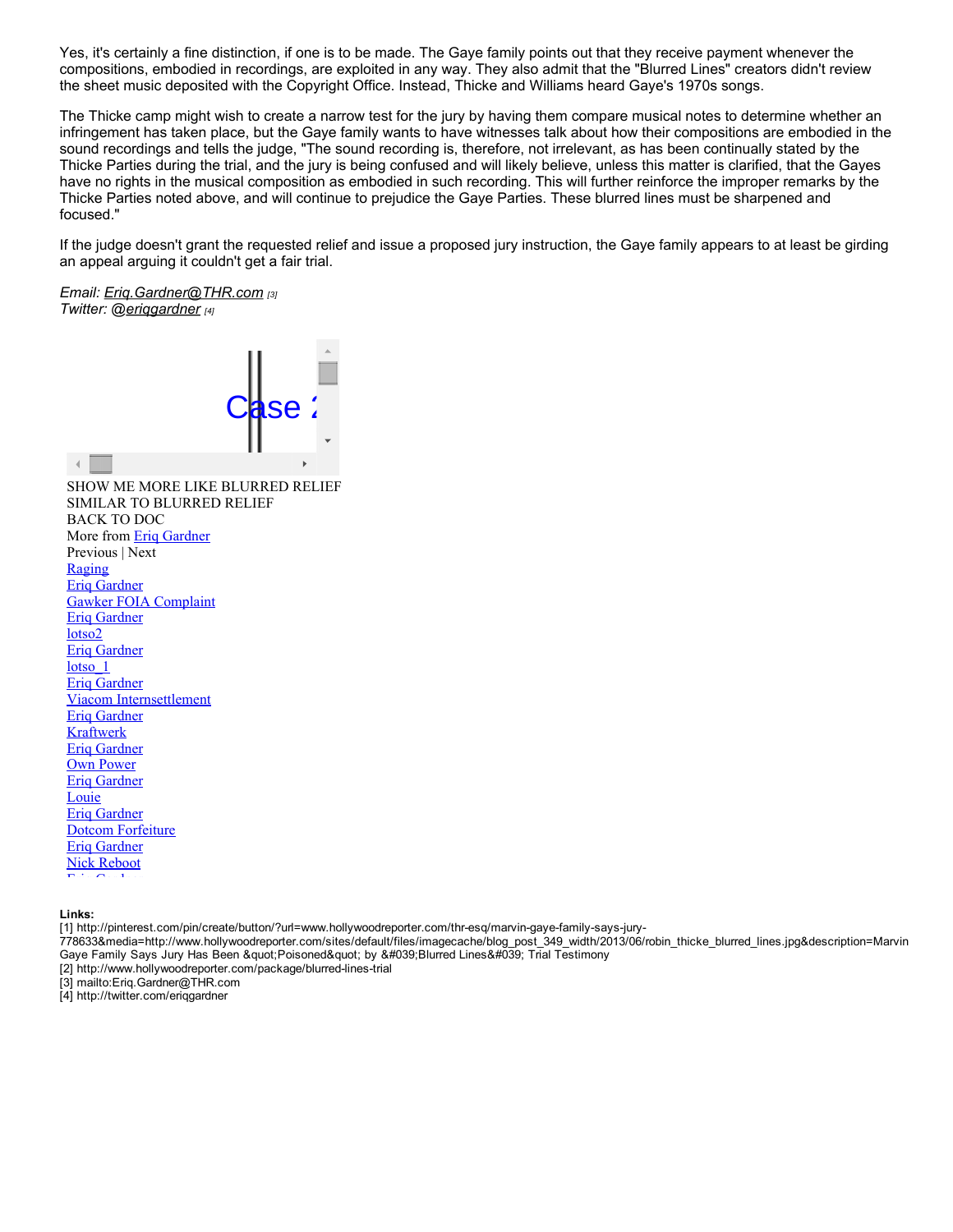Yes, it's certainly a fine distinction, if one is to be made. The Gaye family points out that they receive payment whenever the compositions, embodied in recordings, are exploited in any way. They also admit that the "Blurred Lines" creators didn't review the sheet music deposited with the Copyright Office. Instead, Thicke and Williams heard Gaye's 1970s songs.

The Thicke camp might wish to create a narrow test for the jury by having them compare musical notes to determine whether an infringement has taken place, but the Gaye family wants to have witnesses talk about how their compositions are embodied in the sound recordings and tells the judge, "The sound recording is, therefore, not irrelevant, as has been continually stated by the Thicke Parties during the trial, and the jury is being confused and will likely believe, unless this matter is clarified, that the Gayes have no rights in the musical composition as embodied in such recording. This will further reinforce the improper remarks by the Thicke Parties noted above, and will continue to prejudice the Gaye Parties. These blurred lines must be sharpened and focused."

If the judge doesn't grant the requested relief and issue a proposed jury instruction, the Gaye family appears to at least be girding an appeal arguing it couldn't get a fair trial.

*Email: Eriq.Gardner@THR.com [3]*
*Twitter: @eriqgardner [4]*

Case 2

SHOW ME MORE LIKE BLURRED RELIEF
SIMILAR TO BLURRED RELIEF
BACK TO DOC
More from Eriq Gardner
Previous | Next
Raging
Eriq Gardner
Gawker FOIA Complaint
Eriq Gardner
lotso2
Eriq Gardner
lotso_1
Eriq Gardner
Viacom Internsettlement
Eriq Gardner
Kraftwerk
Eriq Gardner
Own Power
Eriq Gardner
Louie
Eriq Gardner
Dotcom Forfeiture
Eriq Gardner
Nick Reboot

**Links:**
[1] http://pinterest.com/pin/create/button/?url=www.hollywoodreporter.com/thr-esq/marvin-gaye-family-says-jury-778633&media=http://www.hollywoodreporter.com/sites/default/files/imagecache/blog_post_349_width/2013/06/robin_thicke_blurred_lines.jpg&description=Marvin Gaye Family Says Jury Has Been &quot;Poisoned&quot; by &#039;Blurred Lines&#039; Trial Testimony
[2] http://www.hollywoodreporter.com/package/blurred-lines-trial
[3] mailto:Eriq.Gardner@THR.com
[4] http://twitter.com/eriqgardner